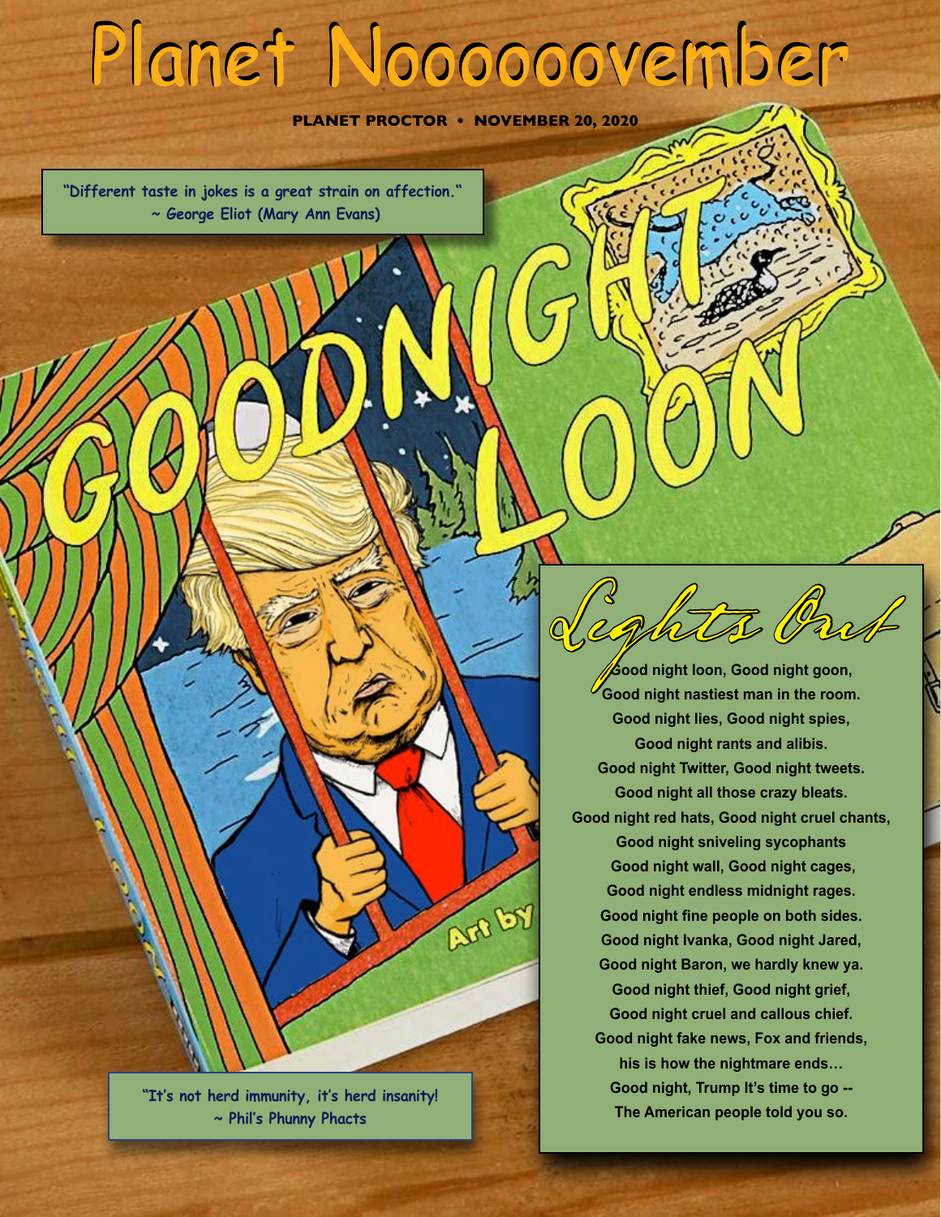# Planet Noooooovember

**PLANET PROCTOR • NOVEMBER 20, 2020**

"Different taste in jokes is a great strain on affection."
~ George Eliot (Mary Ann Evans)

GOODNIGHT LOON

Art by

## Lights Out

**Good night loon, Good night goon,**
**Good night nastiest man in the room.**
**Good night lies, Good night spies,**
**Good night rants and alibis.**
**Good night Twitter, Good night tweets.**
**Good night all those crazy bleats.**
**Good night red hats, Good night cruel chants,**
**Good night sniveling sycophants**
**Good night wall, Good night cages,**
**Good night endless midnight rages.**
**Good night fine people on both sides.**
**Good night Ivanka, Good night Jared,**
**Good night Baron, we hardly knew ya.**
**Good night thief, Good night grief,**
**Good night cruel and callous chief.**
**Good night fake news, Fox and friends,**
**his is how the nightmare ends…**
**Good night, Trump It's time to go --**
**The American people told you so.**

"It's not herd immunity, it's herd insanity!
~ Phil's Phunny Phacts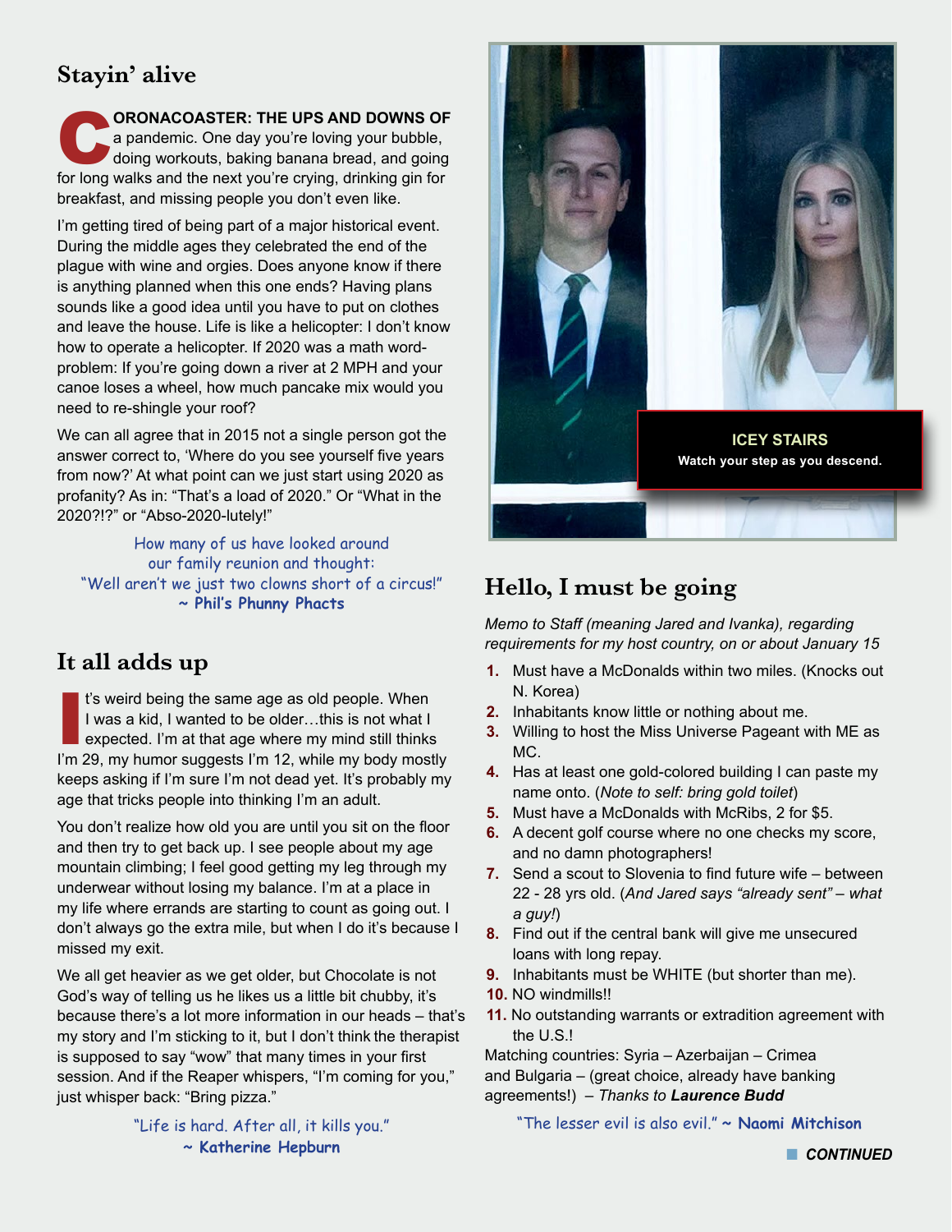## Stayin' alive

**CORONACOASTER: THE UPS AND DOWNS OF** a pandemic. One day you're loving your bubble, doing workouts, baking banana bread, and going for long walks and the next you're crying, drinking gin for breakfast, and missing people you don't even like.

I'm getting tired of being part of a major historical event. During the middle ages they celebrated the end of the plague with wine and orgies. Does anyone know if there is anything planned when this one ends? Having plans sounds like a good idea until you have to put on clothes and leave the house. Life is like a helicopter: I don't know how to operate a helicopter. If 2020 was a math word-problem: If you're going down a river at 2 MPH and your canoe loses a wheel, how much pancake mix would you need to re-shingle your roof?

We can all agree that in 2015 not a single person got the answer correct to, 'Where do you see yourself five years from now?' At what point can we just start using 2020 as profanity? As in: "That's a load of 2020." Or "What in the 2020?!?" or "Abso-2020-lutely!"

> How many of us have looked around our family reunion and thought: "Well aren't we just two clowns short of a circus!" ~ **Phil's Phunny Phacts**

## It all adds up

I t's weird being the same age as old people. When I was a kid, I wanted to be older…this is not what I expected. I'm at that age where my mind still thinks I'm 29, my humor suggests I'm 12, while my body mostly keeps asking if I'm sure I'm not dead yet. It's probably my age that tricks people into thinking I'm an adult.

You don't realize how old you are until you sit on the floor and then try to get back up. I see people about my age mountain climbing; I feel good getting my leg through my underwear without losing my balance. I'm at a place in my life where errands are starting to count as going out. I don't always go the extra mile, but when I do it's because I missed my exit.

We all get heavier as we get older, but Chocolate is not God's way of telling us he likes us a little bit chubby, it's because there's a lot more information in our heads – that's my story and I'm sticking to it, but I don't think the therapist is supposed to say "wow" that many times in your first session. And if the Reaper whispers, "I'm coming for you," just whisper back: "Bring pizza."

> "Life is hard. After all, it kills you." ~ **Katherine Hepburn**

**ICEY STAIRS**
Watch your step as you descend.

## Hello, I must be going

*Memo to Staff (meaning Jared and Ivanka), regarding requirements for my host country, on or about January 15*

1. Must have a McDonalds within two miles. (Knocks out N. Korea)
2. Inhabitants know little or nothing about me.
3. Willing to host the Miss Universe Pageant with ME as MC.
4. Has at least one gold-colored building I can paste my name onto. (*Note to self: bring gold toilet*)
5. Must have a McDonalds with McRibs, 2 for $5.
6. A decent golf course where no one checks my score, and no damn photographers!
7. Send a scout to Slovenia to find future wife – between 22 - 28 yrs old. (*And Jared says "already sent" – what a guy!*)
8. Find out if the central bank will give me unsecured loans with long repay.
9. Inhabitants must be WHITE (but shorter than me).
10. NO windmills!!
11. No outstanding warrants or extradition agreement with the U.S.!

Matching countries: Syria – Azerbaijan – Crimea and Bulgaria – (great choice, already have banking agreements!) – *Thanks to* ***Laurence Budd***

> "The lesser evil is also evil." ~ **Naomi Mitchison**

**CONTINUED**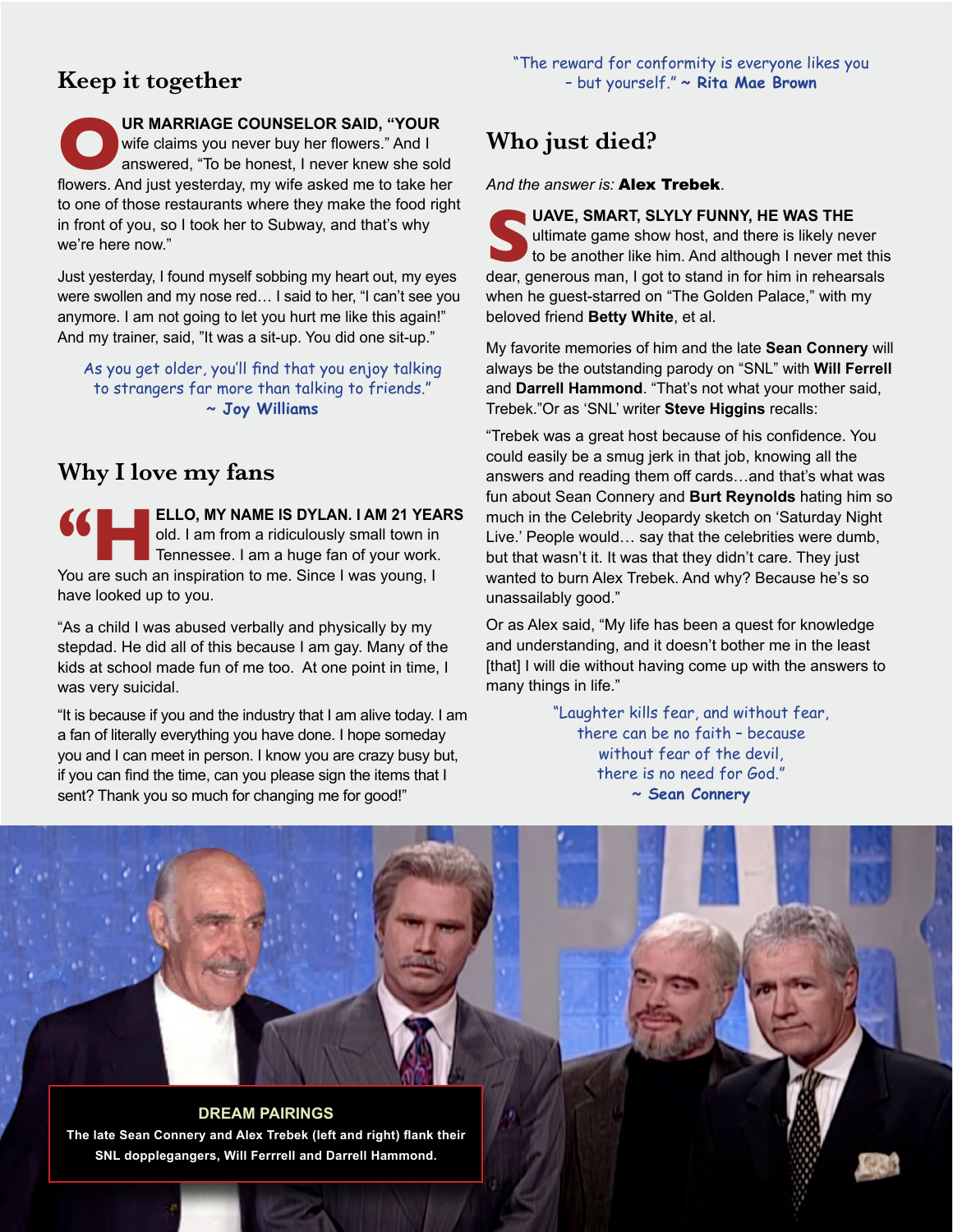## Keep it together

**OUR MARRIAGE COUNSELOR SAID, "YOUR** wife claims you never buy her flowers." And I answered, "To be honest, I never knew she sold flowers. And just yesterday, my wife asked me to take her to one of those restaurants where they make the food right in front of you, so I took her to Subway, and that's why we're here now."

Just yesterday, I found myself sobbing my heart out, my eyes were swollen and my nose red… I said to her, "I can't see you anymore. I am not going to let you hurt me like this again!" And my trainer, said, "It was a sit-up. You did one sit-up."

> As you get older, you'll find that you enjoy talking to strangers far more than talking to friends."
> ~ **Joy Williams**

## Why I love my fans

**"HELLO, MY NAME IS DYLAN. I AM 21 YEARS** old. I am from a ridiculously small town in Tennessee. I am a huge fan of your work. You are such an inspiration to me. Since I was young, I have looked up to you.

"As a child I was abused verbally and physically by my stepdad. He did all of this because I am gay. Many of the kids at school made fun of me too. At one point in time, I was very suicidal.

"It is because if you and the industry that I am alive today. I am a fan of literally everything you have done. I hope someday you and I can meet in person. I know you are crazy busy but, if you can find the time, can you please sign the items that I sent? Thank you so much for changing me for good!"

> "The reward for conformity is everyone likes you – but yourself." ~ **Rita Mae Brown**

## Who just died?

*And the answer is:* **Alex Trebek**.

**SUAVE, SMART, SLYLY FUNNY, HE WAS THE** ultimate game show host, and there is likely never to be another like him. And although I never met this dear, generous man, I got to stand in for him in rehearsals when he guest-starred on "The Golden Palace," with my beloved friend **Betty White**, et al.

My favorite memories of him and the late **Sean Connery** will always be the outstanding parody on "SNL" with **Will Ferrell** and **Darrell Hammond**. "That's not what your mother said, Trebek."Or as 'SNL' writer **Steve Higgins** recalls:

"Trebek was a great host because of his confidence. You could easily be a smug jerk in that job, knowing all the answers and reading them off cards…and that's what was fun about Sean Connery and **Burt Reynolds** hating him so much in the Celebrity Jeopardy sketch on 'Saturday Night Live.' People would… say that the celebrities were dumb, but that wasn't it. It was that they didn't care. They just wanted to burn Alex Trebek. And why? Because he's so unassailably good."

Or as Alex said, "My life has been a quest for knowledge and understanding, and it doesn't bother me in the least [that] I will die without having come up with the answers to many things in life."

> "Laughter kills fear, and without fear, there can be no faith – because without fear of the devil, there is no need for God."
> ~ **Sean Connery**

**DREAM PAIRINGS**

**The late Sean Connery and Alex Trebek (left and right) flank their SNL dopplegangers, Will Ferrrell and Darrell Hammond.**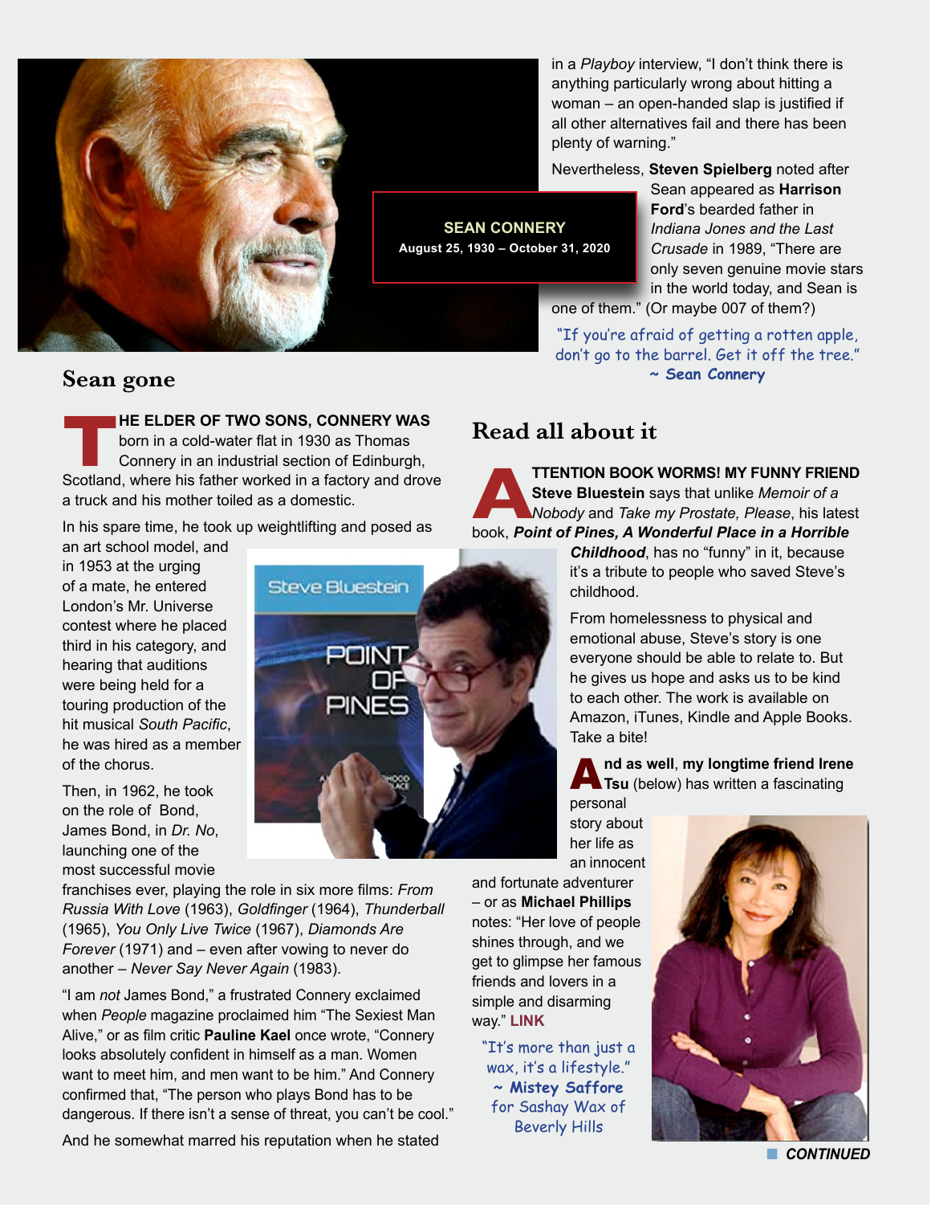**SEAN CONNERY**
**August 25, 1930 – October 31, 2020**

## Sean gone

**THE ELDER OF TWO SONS, CONNERY WAS** born in a cold-water flat in 1930 as Thomas Connery in an industrial section of Edinburgh, Scotland, where his father worked in a factory and drove a truck and his mother toiled as a domestic.

In his spare time, he took up weightlifting and posed as an art school model, and in 1953 at the urging of a mate, he entered London's Mr. Universe contest where he placed third in his category, and hearing that auditions were being held for a touring production of the hit musical *South Pacific*, he was hired as a member of the chorus.

Then, in 1962, he took on the role of Bond, James Bond, in *Dr. No*, launching one of the most successful movie franchises ever, playing the role in six more films: *From Russia With Love* (1963), *Goldfinger* (1964), *Thunderball* (1965), *You Only Live Twice* (1967), *Diamonds Are Forever* (1971) and – even after vowing to never do another – *Never Say Never Again* (1983).

"I am *not* James Bond," a frustrated Connery exclaimed when *People* magazine proclaimed him "The Sexiest Man Alive," or as film critic **Pauline Kael** once wrote, "Connery looks absolutely confident in himself as a man. Women want to meet him, and men want to be him." And Connery confirmed that, "The person who plays Bond has to be dangerous. If there isn't a sense of threat, you can't be cool."

And he somewhat marred his reputation when he stated in a *Playboy* interview, "I don't think there is anything particularly wrong about hitting a woman – an open-handed slap is justified if all other alternatives fail and there has been plenty of warning."

Nevertheless, **Steven Spielberg** noted after Sean appeared as **Harrison Ford**'s bearded father in *Indiana Jones and the Last Crusade* in 1989, "There are only seven genuine movie stars in the world today, and Sean is one of them." (Or maybe 007 of them?)

"If you're afraid of getting a rotten apple, don't go to the barrel. Get it off the tree."
**~ Sean Connery**

## Read all about it

**ATTENTION BOOK WORMS! MY FUNNY FRIEND Steve Bluestein** says that unlike *Memoir of a Nobody* and *Take my Prostate, Please*, his latest book, ***Point of Pines, A Wonderful Place in a Horrible Childhood***, has no "funny" in it, because it's a tribute to people who saved Steve's childhood.

From homelessness to physical and emotional abuse, Steve's story is one everyone should be able to relate to. But he gives us hope and asks us to be kind to each other. The work is available on Amazon, iTunes, Kindle and Apple Books. Take a bite!

**And as well, my longtime friend Irene Tsu** (below) has written a fascinating personal story about her life as an innocent and fortunate adventurer – or as **Michael Phillips** notes: "Her love of people shines through, and we get to glimpse her famous friends and lovers in a simple and disarming way." **LINK**

"It's more than just a wax, it's a lifestyle."
**~ Mistey Saffore**
for Sashay Wax of Beverly Hills

***CONTINUED***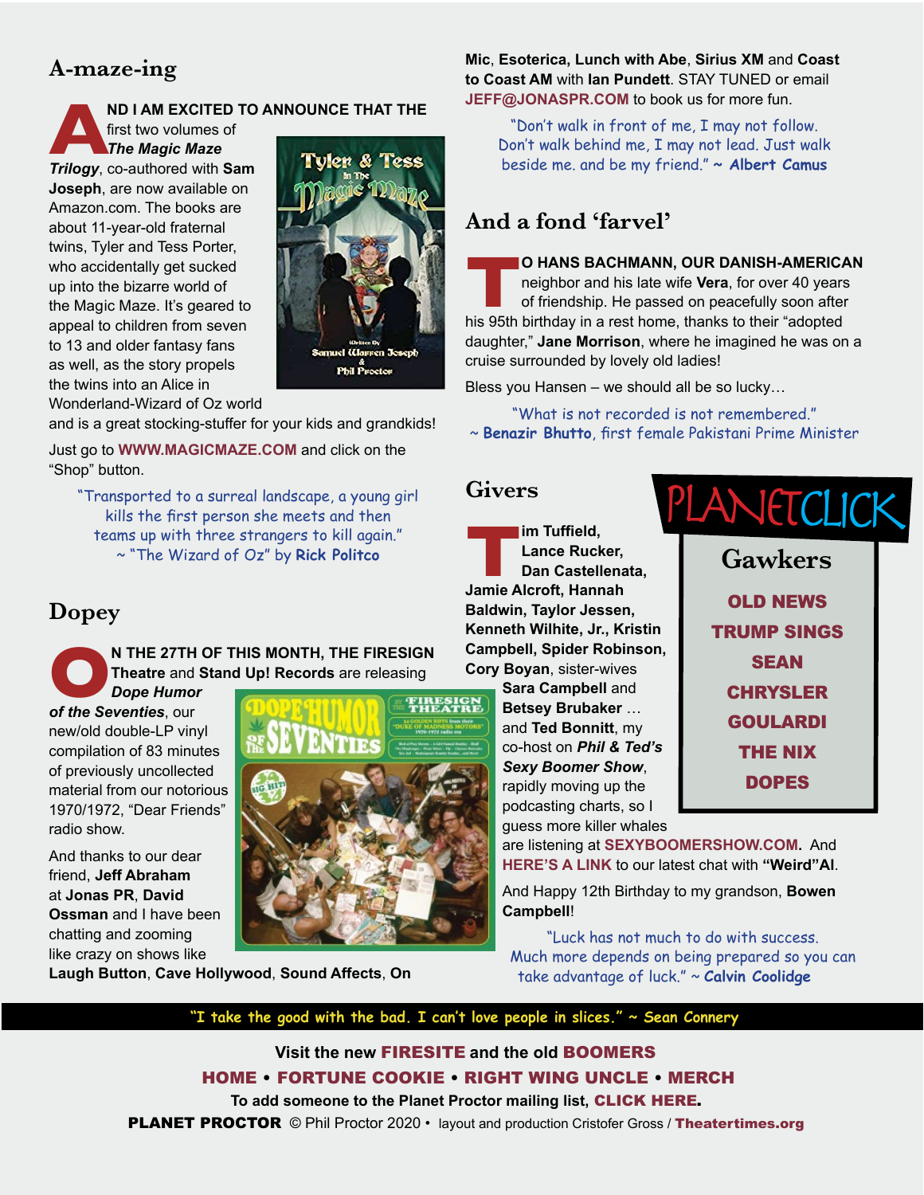## A-maze-ing

**AND I AM EXCITED TO ANNOUNCE THAT THE** first two volumes of ***The Magic Maze Trilogy***, co-authored with **Sam Joseph**, are now available on Amazon.com. The books are about 11-year-old fraternal twins, Tyler and Tess Porter, who accidentally get sucked up into the bizarre world of the Magic Maze. It's geared to appeal to children from seven to 13 and older fantasy fans as well, as the story propels the twins into an Alice in Wonderland-Wizard of Oz world and is a great stocking-stuffer for your kids and grandkids!

Just go to **WWW.MAGICMAZE.COM** and click on the "Shop" button.

"Transported to a surreal landscape, a young girl kills the first person she meets and then teams up with three strangers to kill again."
~ "The Wizard of Oz" by **Rick Politco**

## Dopey

**ON THE 27TH OF THIS MONTH, THE FIRESIGN Theatre** and **Stand Up! Records** are releasing ***Dope Humor of the Seventies***, our new/old double-LP vinyl compilation of 83 minutes of previously uncollected material from our notorious 1970/1972, "Dear Friends" radio show.

And thanks to our dear friend, **Jeff Abraham** at **Jonas PR**, **David Ossman** and I have been chatting and zooming like crazy on shows like **Laugh Button**, **Cave Hollywood**, **Sound Affects**, **On Mic**, **Esoterica**, **Lunch with Abe**, **Sirius XM** and **Coast to Coast AM** with **Ian Pundett**. STAY TUNED or email **JEFF@JONASPR.COM** to book us for more fun.

"Don't walk in front of me, I may not follow. Don't walk behind me, I may not lead. Just walk beside me. and be my friend." ~ **Albert Camus**

## And a fond 'farvel'

**TO HANS BACHMANN, OUR DANISH-AMERICAN** neighbor and his late wife **Vera**, for over 40 years of friendship. He passed on peacefully soon after his 95th birthday in a rest home, thanks to their "adopted daughter," **Jane Morrison**, where he imagined he was on a cruise surrounded by lovely old ladies!

Bless you Hansen – we should all be so lucky…

"What is not recorded is not remembered."
~ **Benazir Bhutto**, first female Pakistani Prime Minister

## Givers

**Tim Tuffield, Lance Rucker, Dan Castellenata, Jamie Alcroft, Hannah Baldwin, Taylor Jessen, Kenneth Wilhite, Jr., Kristin Campbell, Spider Robinson, Cory Boyan**, sister-wives **Sara Campbell** and **Betsey Brubaker** … and **Ted Bonnitt**, my co-host on ***Phil & Ted's Sexy Boomer Show***, rapidly moving up the podcasting charts, so I guess more killer whales are listening at **SEXYBOOMERSHOW.COM.** And **HERE'S A LINK** to our latest chat with **"Weird"Al**.

And Happy 12th Birthday to my grandson, **Bowen Campbell**!

"Luck has not much to do with success. Much more depends on being prepared so you can take advantage of luck." ~ **Calvin Coolidge**

PLANETCLICK

### Gawkers

**OLD NEWS**
**TRUMP SINGS**
**SEAN**
**CHRYSLER**
**GOULARDI**
**THE NIX**
**DOPES**

"I take the good with the bad. I can't love people in slices." ~ Sean Connery

Visit the new **FIRESITE** and the old **BOOMERS**

**HOME** • **FORTUNE COOKIE** • **RIGHT WING UNCLE** • **MERCH**

To add someone to the Planet Proctor mailing list, **CLICK HERE**.

**PLANET PROCTOR** © Phil Proctor 2020 • layout and production Cristofer Gross / **Theatertimes.org**